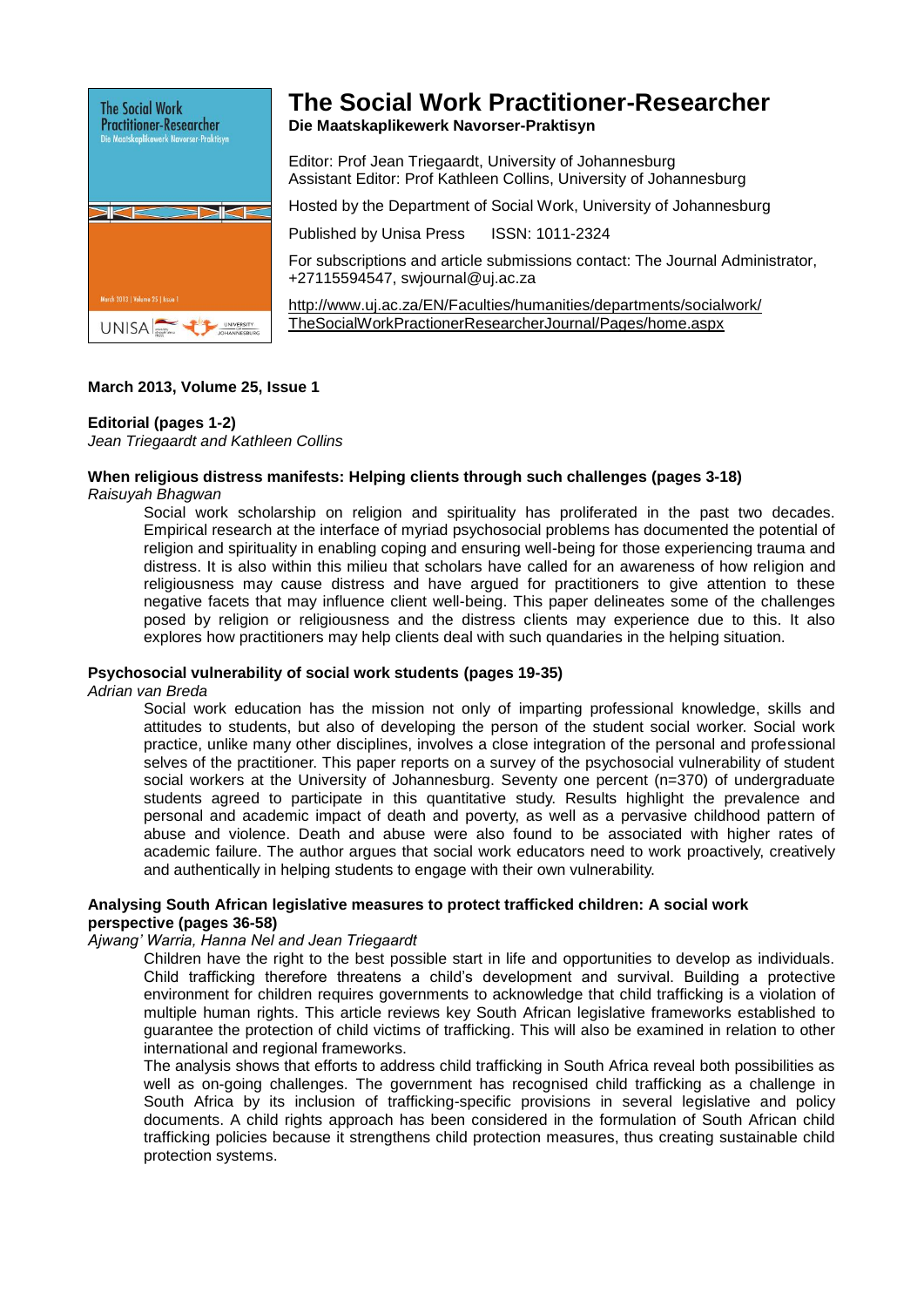# The Social Work Practitioner-Researcher

**Die Maatskaplikewerk Navorser-Praktisyn**

Editor: Prof Jean Triegaardt, University of Johannesburg
Assistant Editor: Prof Kathleen Collins, University of Johannesburg

Hosted by the Department of Social Work, University of Johannesburg

Published by Unisa Press     ISSN: 1011-2324

For subscriptions and article submissions contact: The Journal Administrator, +27115594547, swjournal@uj.ac.za

http://www.uj.ac.za/EN/Faculties/humanities/departments/socialwork/TheSocialWorkPractionerResearcherJournal/Pages/home.aspx

**March 2013, Volume 25, Issue 1**

**Editorial (pages 1-2)**
*Jean Triegaardt and Kathleen Collins*

**When religious distress manifests: Helping clients through such challenges (pages 3-18)**
*Raisuyah Bhagwan*

Social work scholarship on religion and spirituality has proliferated in the past two decades. Empirical research at the interface of myriad psychosocial problems has documented the potential of religion and spirituality in enabling coping and ensuring well-being for those experiencing trauma and distress. It is also within this milieu that scholars have called for an awareness of how religion and religiousness may cause distress and have argued for practitioners to give attention to these negative facets that may influence client well-being. This paper delineates some of the challenges posed by religion or religiousness and the distress clients may experience due to this. It also explores how practitioners may help clients deal with such quandaries in the helping situation.

**Psychosocial vulnerability of social work students (pages 19-35)**
*Adrian van Breda*

Social work education has the mission not only of imparting professional knowledge, skills and attitudes to students, but also of developing the person of the student social worker. Social work practice, unlike many other disciplines, involves a close integration of the personal and professional selves of the practitioner. This paper reports on a survey of the psychosocial vulnerability of student social workers at the University of Johannesburg. Seventy one percent (n=370) of undergraduate students agreed to participate in this quantitative study. Results highlight the prevalence and personal and academic impact of death and poverty, as well as a pervasive childhood pattern of abuse and violence. Death and abuse were also found to be associated with higher rates of academic failure. The author argues that social work educators need to work proactively, creatively and authentically in helping students to engage with their own vulnerability.

**Analysing South African legislative measures to protect trafficked children: A social work perspective (pages 36-58)**
*Ajwang' Warria, Hanna Nel and Jean Triegaardt*

Children have the right to the best possible start in life and opportunities to develop as individuals. Child trafficking therefore threatens a child's development and survival. Building a protective environment for children requires governments to acknowledge that child trafficking is a violation of multiple human rights. This article reviews key South African legislative frameworks established to guarantee the protection of child victims of trafficking. This will also be examined in relation to other international and regional frameworks.

The analysis shows that efforts to address child trafficking in South Africa reveal both possibilities as well as on-going challenges. The government has recognised child trafficking as a challenge in South Africa by its inclusion of trafficking-specific provisions in several legislative and policy documents. A child rights approach has been considered in the formulation of South African child trafficking policies because it strengthens child protection measures, thus creating sustainable child protection systems.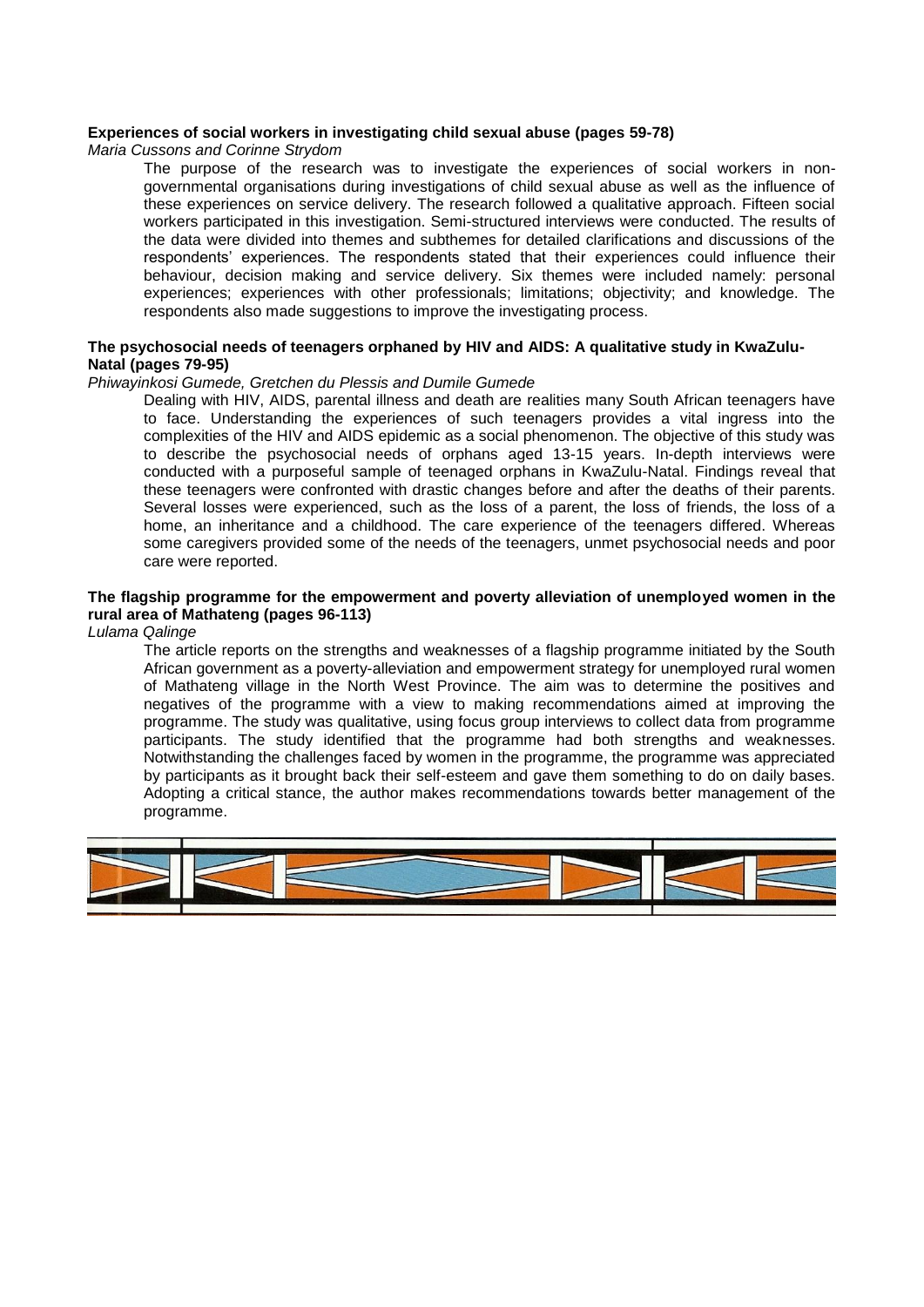**Experiences of social workers in investigating child sexual abuse (pages 59-78)**

*Maria Cussons and Corinne Strydom*

The purpose of the research was to investigate the experiences of social workers in non-governmental organisations during investigations of child sexual abuse as well as the influence of these experiences on service delivery. The research followed a qualitative approach. Fifteen social workers participated in this investigation. Semi-structured interviews were conducted. The results of the data were divided into themes and subthemes for detailed clarifications and discussions of the respondents' experiences. The respondents stated that their experiences could influence their behaviour, decision making and service delivery. Six themes were included namely: personal experiences; experiences with other professionals; limitations; objectivity; and knowledge. The respondents also made suggestions to improve the investigating process.

**The psychosocial needs of teenagers orphaned by HIV and AIDS: A qualitative study in KwaZulu-Natal (pages 79-95)**

*Phiwayinkosi Gumede, Gretchen du Plessis and Dumile Gumede*

Dealing with HIV, AIDS, parental illness and death are realities many South African teenagers have to face. Understanding the experiences of such teenagers provides a vital ingress into the complexities of the HIV and AIDS epidemic as a social phenomenon. The objective of this study was to describe the psychosocial needs of orphans aged 13-15 years. In-depth interviews were conducted with a purposeful sample of teenaged orphans in KwaZulu-Natal. Findings reveal that these teenagers were confronted with drastic changes before and after the deaths of their parents. Several losses were experienced, such as the loss of a parent, the loss of friends, the loss of a home, an inheritance and a childhood. The care experience of the teenagers differed. Whereas some caregivers provided some of the needs of the teenagers, unmet psychosocial needs and poor care were reported.

**The flagship programme for the empowerment and poverty alleviation of unemployed women in the rural area of Mathateng (pages 96-113)**

*Lulama Qalinge*

The article reports on the strengths and weaknesses of a flagship programme initiated by the South African government as a poverty-alleviation and empowerment strategy for unemployed rural women of Mathateng village in the North West Province. The aim was to determine the positives and negatives of the programme with a view to making recommendations aimed at improving the programme. The study was qualitative, using focus group interviews to collect data from programme participants. The study identified that the programme had both strengths and weaknesses. Notwithstanding the challenges faced by women in the programme, the programme was appreciated by participants as it brought back their self-esteem and gave them something to do on daily bases. Adopting a critical stance, the author makes recommendations towards better management of the programme.